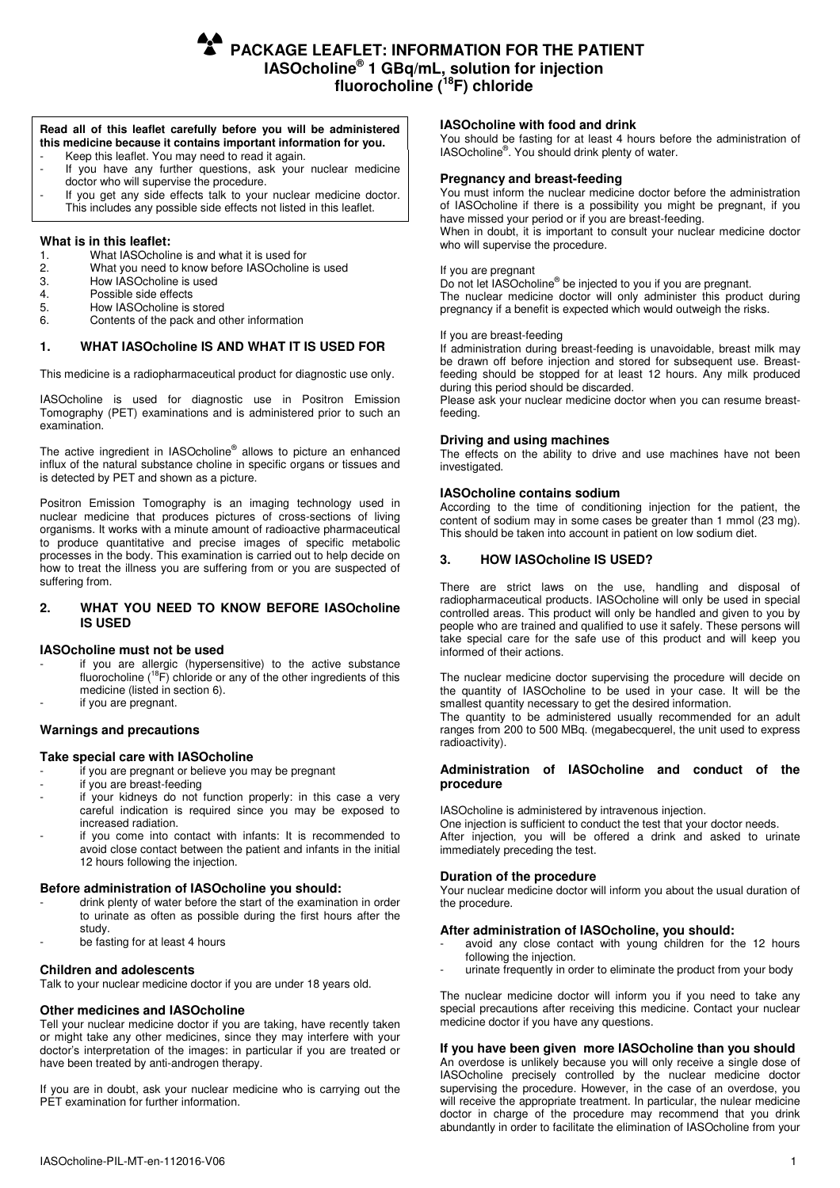# PACKAGE LEAFLET: INFORMATION FOR THE PATIENT
# IASOcholine® 1 GBq/mL, solution for injection
# fluorocholine ($^{18}$F) chloride

**Read all of this leaflet carefully before you will be administered this medicine because it contains important information for you.**
- Keep this leaflet. You may need to read it again.
- If you have any further questions, ask your nuclear medicine doctor who will supervise the procedure.
- If you get any side effects talk to your nuclear medicine doctor. This includes any possible side effects not listed in this leaflet.

**What is in this leaflet:**
1. What IASOcholine is and what it is used for
2. What you need to know before IASOcholine is used
3. How IASOcholine is used
4. Possible side effects
5. How IASOcholine is stored
6. Contents of the pack and other information

## 1. WHAT IASOcholine IS AND WHAT IT IS USED FOR

This medicine is a radiopharmaceutical product for diagnostic use only.

IASOcholine is used for diagnostic use in Positron Emission Tomography (PET) examinations and is administered prior to such an examination.

The active ingredient in IASOcholine® allows to picture an enhanced influx of the natural substance choline in specific organs or tissues and is detected by PET and shown as a picture.

Positron Emission Tomography is an imaging technology used in nuclear medicine that produces pictures of cross-sections of living organisms. It works with a minute amount of radioactive pharmaceutical to produce quantitative and precise images of specific metabolic processes in the body. This examination is carried out to help decide on how to treat the illness you are suffering from or you are suspected of suffering from.

## 2. WHAT YOU NEED TO KNOW BEFORE IASOcholine IS USED

### IASOcholine must not be used
- if you are allergic (hypersensitive) to the active substance fluorocholine ($^{18}$F) chloride or any of the other ingredients of this medicine (listed in section 6).
- if you are pregnant.

### Warnings and precautions

### Take special care with IASOcholine
- if you are pregnant or believe you may be pregnant
- if you are breast-feeding
- if your kidneys do not function properly: in this case a very careful indication is required since you may be exposed to increased radiation.
- if you come into contact with infants: It is recommended to avoid close contact between the patient and infants in the initial 12 hours following the injection.

### Before administration of IASOcholine you should:
- drink plenty of water before the start of the examination in order to urinate as often as possible during the first hours after the study.
- be fasting for at least 4 hours

### Children and adolescents
Talk to your nuclear medicine doctor if you are under 18 years old.

### Other medicines and IASOcholine
Tell your nuclear medicine doctor if you are taking, have recently taken or might take any other medicines, since they may interfere with your doctor's interpretation of the images: in particular if you are treated or have been treated by anti-androgen therapy.

If you are in doubt, ask your nuclear medicine who is carrying out the PET examination for further information.

### IASOcholine with food and drink
You should be fasting for at least 4 hours before the administration of IASOcholine®. You should drink plenty of water.

### Pregnancy and breast-feeding
You must inform the nuclear medicine doctor before the administration of IASOcholine if there is a possibility you might be pregnant, if you have missed your period or if you are breast-feeding.
When in doubt, it is important to consult your nuclear medicine doctor who will supervise the procedure.

If you are pregnant
Do not let IASOcholine® be injected to you if you are pregnant.
The nuclear medicine doctor will only administer this product during pregnancy if a benefit is expected which would outweigh the risks.

If you are breast-feeding
If administration during breast-feeding is unavoidable, breast milk may be drawn off before injection and stored for subsequent use. Breast-feeding should be stopped for at least 12 hours. Any milk produced during this period should be discarded.
Please ask your nuclear medicine doctor when you can resume breast-feeding.

### Driving and using machines
The effects on the ability to drive and use machines have not been investigated.

### IASOcholine contains sodium
According to the time of conditioning injection for the patient, the content of sodium may in some cases be greater than 1 mmol (23 mg). This should be taken into account in patient on low sodium diet.

## 3. HOW IASOcholine IS USED?

There are strict laws on the use, handling and disposal of radiopharmaceutical products. IASOcholine will only be used in special controlled areas. This product will only be handled and given to you by people who are trained and qualified to use it safely. These persons will take special care for the safe use of this product and will keep you informed of their actions.

The nuclear medicine doctor supervising the procedure will decide on the quantity of IASOcholine to be used in your case. It will be the smallest quantity necessary to get the desired information.
The quantity to be administered usually recommended for an adult ranges from 200 to 500 MBq. (megabecquerel, the unit used to express radioactivity).

### Administration of IASOcholine and conduct of the procedure

IASOcholine is administered by intravenous injection.
One injection is sufficient to conduct the test that your doctor needs.
After injection, you will be offered a drink and asked to urinate immediately preceding the test.

### Duration of the procedure
Your nuclear medicine doctor will inform you about the usual duration of the procedure.

### After administration of IASOcholine, you should:
- avoid any close contact with young children for the 12 hours following the injection.
- urinate frequently in order to eliminate the product from your body

The nuclear medicine doctor will inform you if you need to take any special precautions after receiving this medicine. Contact your nuclear medicine doctor if you have any questions.

### If you have been given more IASOcholine than you should
An overdose is unlikely because you will only receive a single dose of IASOcholine precisely controlled by the nuclear medicine doctor supervising the procedure. However, in the case of an overdose, you will receive the appropriate treatment. In particular, the nulear medicine doctor in charge of the procedure may recommend that you drink abundantly in order to facilitate the elimination of IASOcholine from your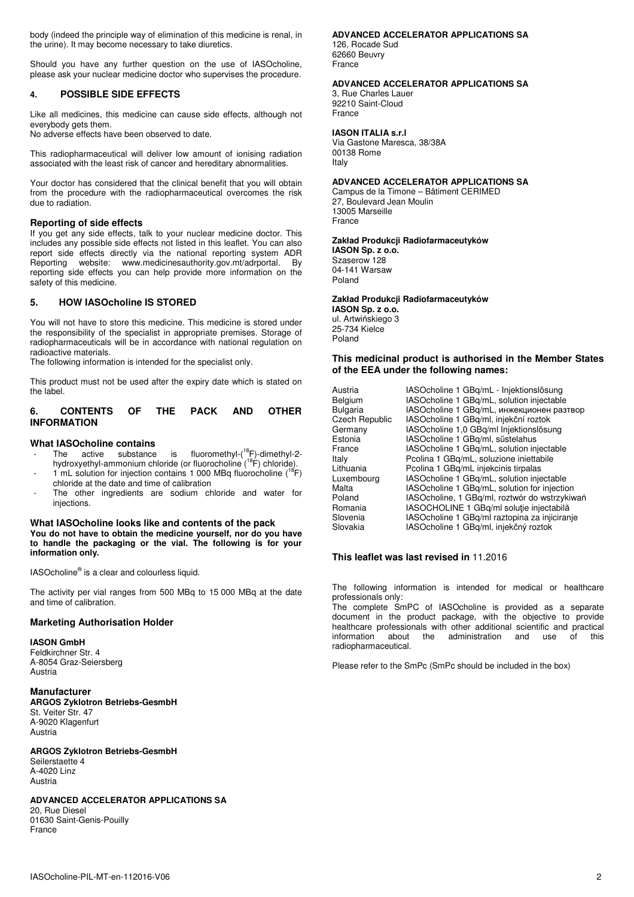body (indeed the principle way of elimination of this medicine is renal, in the urine). It may become necessary to take diuretics.

Should you have any further question on the use of IASOcholine, please ask your nuclear medicine doctor who supervises the procedure.

## 4. POSSIBLE SIDE EFFECTS

Like all medicines, this medicine can cause side effects, although not everybody gets them.
No adverse effects have been observed to date.

This radiopharmaceutical will deliver low amount of ionising radiation associated with the least risk of cancer and hereditary abnormalities.

Your doctor has considered that the clinical benefit that you will obtain from the procedure with the radiopharmaceutical overcomes the risk due to radiation.

### Reporting of side effects

If you get any side effects, talk to your nuclear medicine doctor. This includes any possible side effects not listed in this leaflet. You can also report side effects directly via the national reporting system ADR Reporting website: www.medicinesauthority.gov.mt/adrportal. By reporting side effects you can help provide more information on the safety of this medicine.

## 5. HOW IASOcholine IS STORED

You will not have to store this medicine. This medicine is stored under the responsibility of the specialist in appropriate premises. Storage of radiopharmaceuticals will be in accordance with national regulation on radioactive materials.
The following information is intended for the specialist only.

This product must not be used after the expiry date which is stated on the label.

## 6. CONTENTS OF THE PACK AND OTHER INFORMATION

### What IASOcholine contains

- The active substance is fluoromethyl-($^{18}$F)-dimethyl-2-hydroxyethyl-ammonium chloride (or fluorocholine ($^{18}$F) chloride).
- 1 mL solution for injection contains 1 000 MBq fluorocholine ($^{18}$F) chloride at the date and time of calibration
- The other ingredients are sodium chloride and water for injections.

### What IASOcholine looks like and contents of the pack

**You do not have to obtain the medicine yourself, nor do you have to handle the packaging or the vial. The following is for your information only.**

IASOcholine® is a clear and colourless liquid.

The activity per vial ranges from 500 MBq to 15 000 MBq at the date and time of calibration.

### Marketing Authorisation Holder

**IASON GmbH**
Feldkirchner Str. 4
A-8054 Graz-Seiersberg
Austria

### Manufacturer

**ARGOS Zyklotron Betriebs-GesmbH**
St. Veiter Str. 47
A-9020 Klagenfurt
Austria

**ARGOS Zyklotron Betriebs-GesmbH**
Seilerstaette 4
A-4020 Linz
Austria

**ADVANCED ACCELERATOR APPLICATIONS SA**
20, Rue Diesel
01630 Saint-Genis-Pouilly
France

**ADVANCED ACCELERATOR APPLICATIONS SA**
126, Rocade Sud
62660 Beuvry
France

**ADVANCED ACCELERATOR APPLICATIONS SA**
3, Rue Charles Lauer
92210 Saint-Cloud
France

**IASON ITALIA s.r.l**
Via Gastone Maresca, 38/38A
00138 Rome
Italy

**ADVANCED ACCELERATOR APPLICATIONS SA**
Campus de la Timone – Bâtiment CERIMED
27, Boulevard Jean Moulin
13005 Marseille
France

**Zakład Produkcji Radiofarmaceutyków**
**IASON Sp. z o.o.**
Szaserow 128
04-141 Warsaw
Poland

**Zakład Produkcji Radiofarmaceutyków**
**IASON Sp. z o.o.**
ul. Artwińskiego 3
25-734 Kielce
Poland

### This medicinal product is authorised in the Member States of the EEA under the following names:

| | |
|---|---|
| Austria | IASOcholine 1 GBq/mL - Injektionslösung |
| Belgium | IASOcholine 1 GBq/mL, solution injectable |
| Bulgaria | IASOcholine 1 GBq/mL, инжекционен разтвор |
| Czech Republic | IASOcholine 1 GBq/ml, injekční roztok |
| Germany | IASOcholine 1,0 GBq/ml Injektionslösung |
| Estonia | IASOcholine 1 GBq/ml, süstelahus |
| France | IASOcholine 1 GBq/mL, solution injectable |
| Italy | Pcolina 1 GBq/mL, soluzione iniettabile |
| Lithuania | Pcolina 1 GBq/mL injekcinis tirpalas |
| Luxembourg | IASOcholine 1 GBq/mL, solution injectable |
| Malta | IASOcholine 1 GBq/mL, solution for injection |
| Poland | IASOcholine, 1 GBq/ml, roztwór do wstrzykiwań |
| Romania | IASOCHOLINE 1 GBq/ml soluţie injectabilă |
| Slovenia | IASOcholine 1 GBq/ml raztopina za injiciranje |
| Slovakia | IASOcholine 1 GBq/ml, injekčný roztok |

### This leaflet was last revised in 11.2016

The following information is intended for medical or healthcare professionals only:
The complete SmPC of IASOcholine is provided as a separate document in the product package, with the objective to provide healthcare professionals with other additional scientific and practical information about the administration and use of this radiopharmaceutical.

Please refer to the SmPc (SmPc should be included in the box)